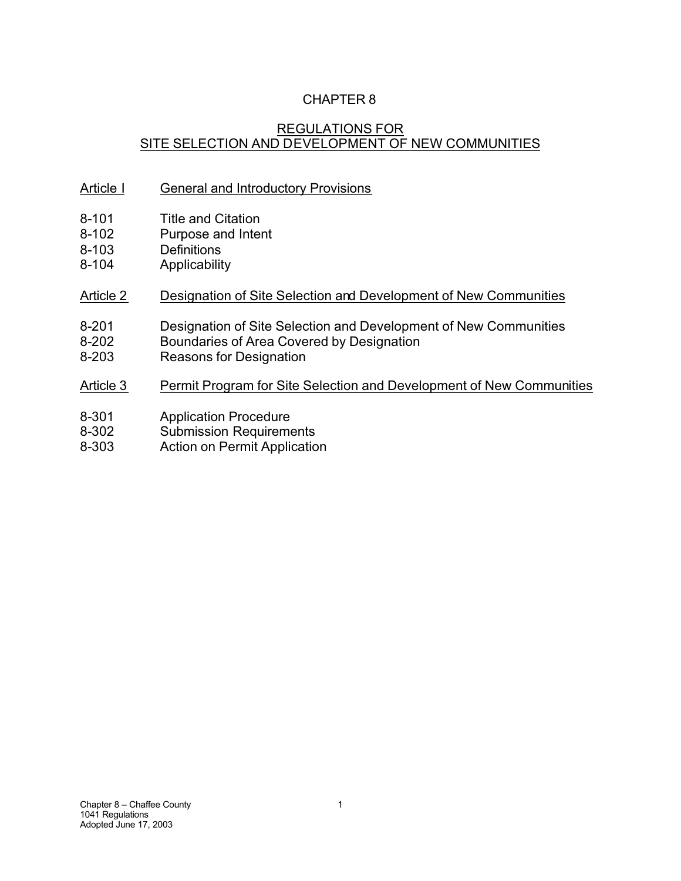# CHAPTER 8

## REGULATIONS FOR SITE SELECTION AND DEVELOPMENT OF NEW COMMUNITIES

### Article I — General and Introductory Provisions

- 8-101 Title and Citation
- 8-102 Purpose and Intent
- 8-103 Definitions
- 8-104 Applicability

### Article 2 — Designation of Site Selection and Development of New Communities

- 8-201 Designation of Site Selection and Development of New Communities
- 8-202 Boundaries of Area Covered by Designation
- 8-203 Reasons for Designation

### Article 3 — Permit Program for Site Selection and Development of New Communities

- 8-301 Application Procedure
- 8-302 Submission Requirements
- 8-303 Action on Permit Application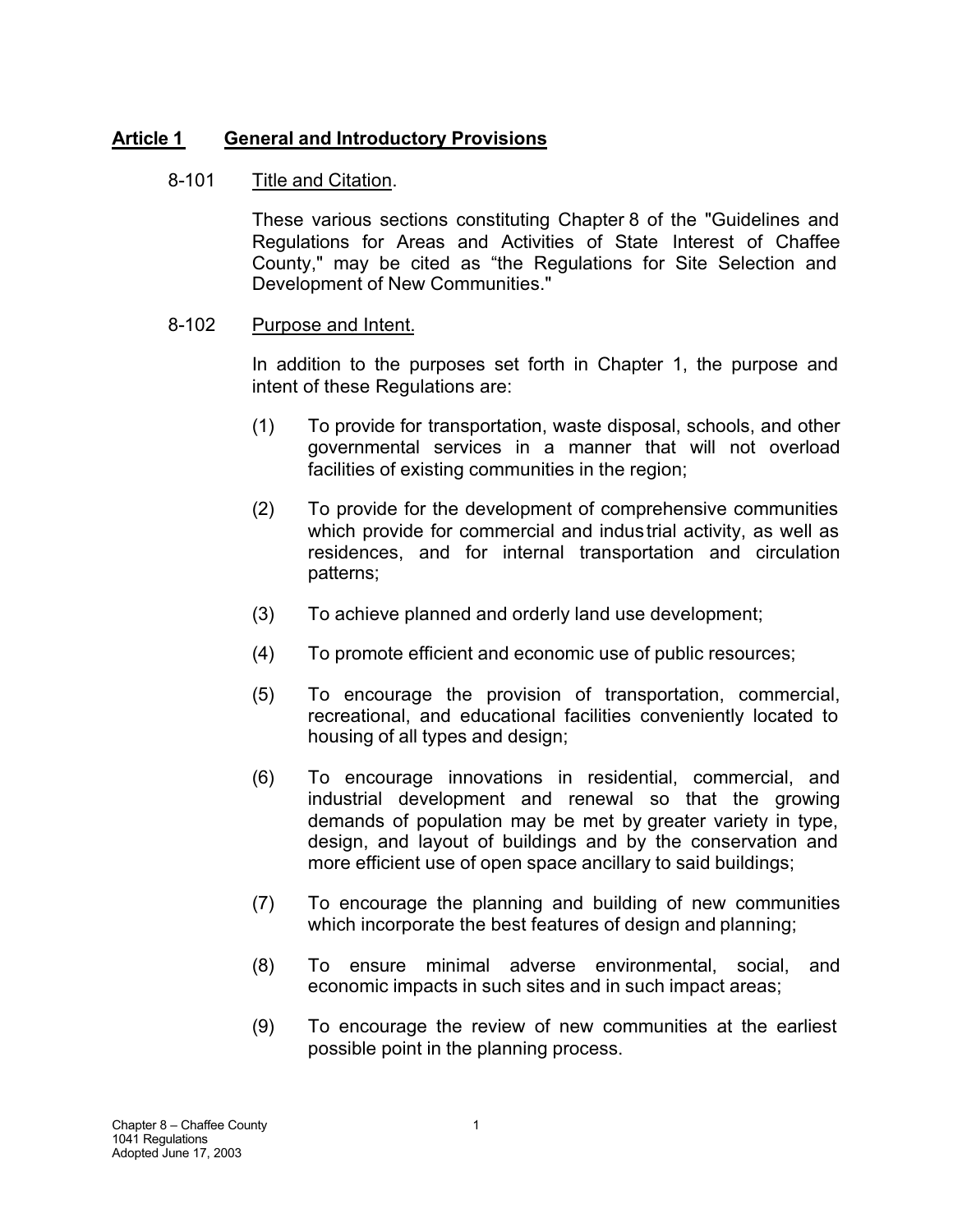## **Article 1 General and Introductory Provisions**

8-101 Title and Citation.

These various sections constituting Chapter 8 of the "Guidelines and Regulations for Areas and Activities of State Interest of Chaffee County," may be cited as "the Regulations for Site Selection and Development of New Communities."

8-102 Purpose and Intent.

In addition to the purposes set forth in Chapter 1, the purpose and intent of these Regulations are:

(1) To provide for transportation, waste disposal, schools, and other governmental services in a manner that will not overload facilities of existing communities in the region;

(2) To provide for the development of comprehensive communities which provide for commercial and industrial activity, as well as residences, and for internal transportation and circulation patterns;

(3) To achieve planned and orderly land use development;

(4) To promote efficient and economic use of public resources;

(5) To encourage the provision of transportation, commercial, recreational, and educational facilities conveniently located to housing of all types and design;

(6) To encourage innovations in residential, commercial, and industrial development and renewal so that the growing demands of population may be met by greater variety in type, design, and layout of buildings and by the conservation and more efficient use of open space ancillary to said buildings;

(7) To encourage the planning and building of new communities which incorporate the best features of design and planning;

(8) To ensure minimal adverse environmental, social, and economic impacts in such sites and in such impact areas;

(9) To encourage the review of new communities at the earliest possible point in the planning process.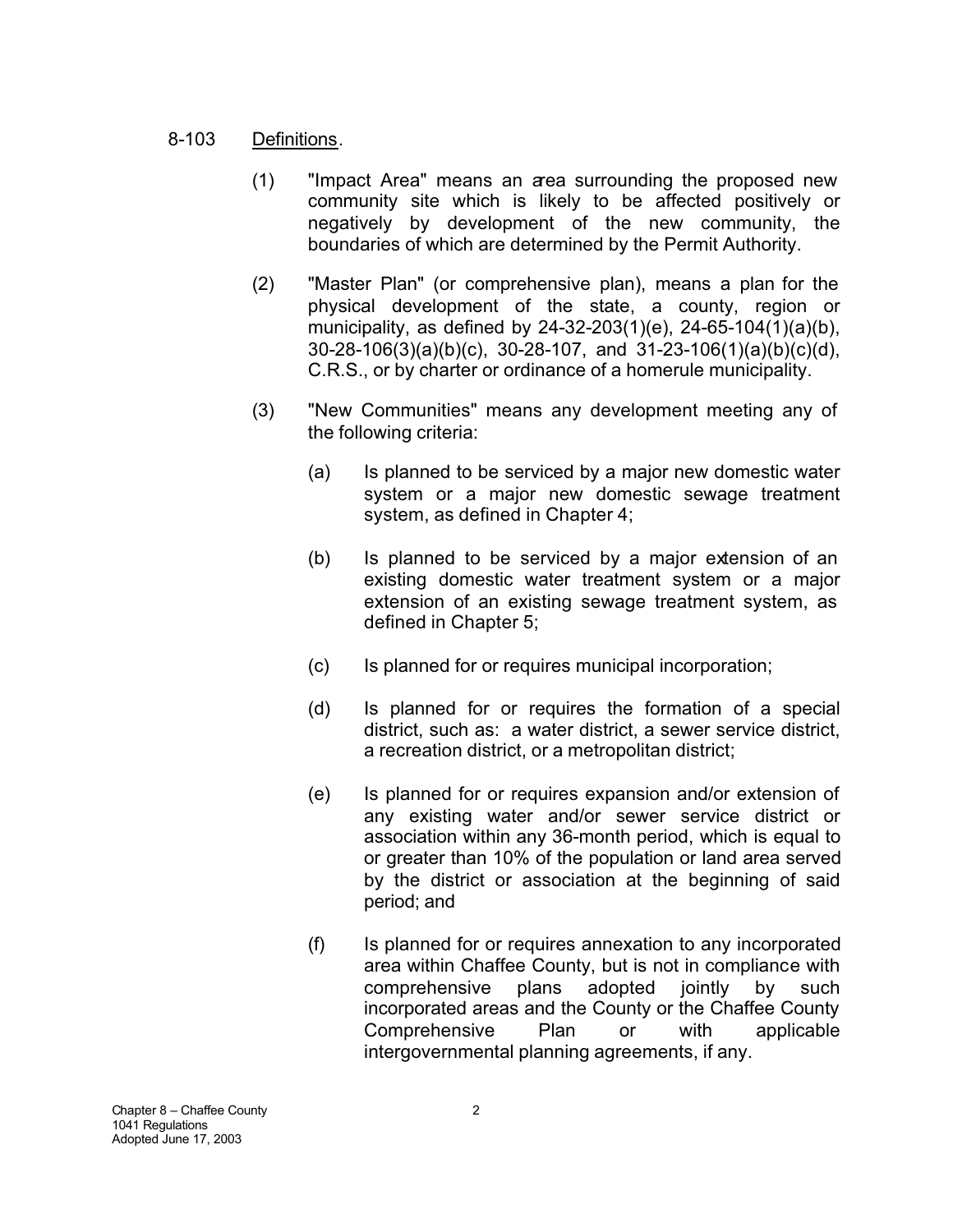8-103 Definitions.

(1) "Impact Area" means an area surrounding the proposed new community site which is likely to be affected positively or negatively by development of the new community, the boundaries of which are determined by the Permit Authority.

(2) "Master Plan" (or comprehensive plan), means a plan for the physical development of the state, a county, region or municipality, as defined by 24-32-203(1)(e), 24-65-104(1)(a)(b), 30-28-106(3)(a)(b)(c), 30-28-107, and 31-23-106(1)(a)(b)(c)(d), C.R.S., or by charter or ordinance of a homerule municipality.

(3) "New Communities" means any development meeting any of the following criteria:

(a) Is planned to be serviced by a major new domestic water system or a major new domestic sewage treatment system, as defined in Chapter 4;

(b) Is planned to be serviced by a major extension of an existing domestic water treatment system or a major extension of an existing sewage treatment system, as defined in Chapter 5;

(c) Is planned for or requires municipal incorporation;

(d) Is planned for or requires the formation of a special district, such as: a water district, a sewer service district, a recreation district, or a metropolitan district;

(e) Is planned for or requires expansion and/or extension of any existing water and/or sewer service district or association within any 36-month period, which is equal to or greater than 10% of the population or land area served by the district or association at the beginning of said period; and

(f) Is planned for or requires annexation to any incorporated area within Chaffee County, but is not in compliance with comprehensive plans adopted jointly by such incorporated areas and the County or the Chaffee County Comprehensive Plan or with applicable intergovernmental planning agreements, if any.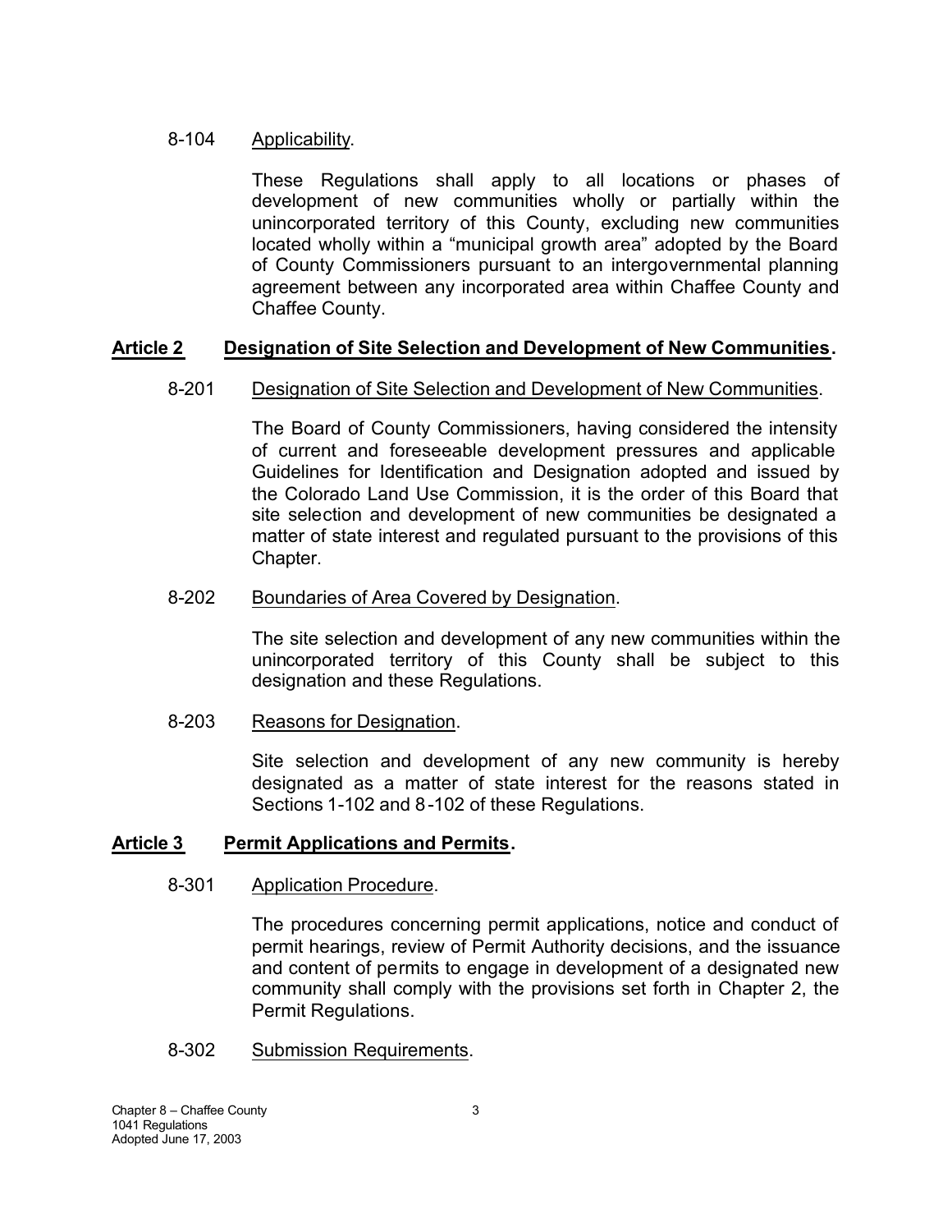8-104 Applicability.

These Regulations shall apply to all locations or phases of development of new communities wholly or partially within the unincorporated territory of this County, excluding new communities located wholly within a "municipal growth area" adopted by the Board of County Commissioners pursuant to an intergovernmental planning agreement between any incorporated area within Chaffee County and Chaffee County.

## Article 2 Designation of Site Selection and Development of New Communities.

8-201 Designation of Site Selection and Development of New Communities.

The Board of County Commissioners, having considered the intensity of current and foreseeable development pressures and applicable Guidelines for Identification and Designation adopted and issued by the Colorado Land Use Commission, it is the order of this Board that site selection and development of new communities be designated a matter of state interest and regulated pursuant to the provisions of this Chapter.

8-202 Boundaries of Area Covered by Designation.

The site selection and development of any new communities within the unincorporated territory of this County shall be subject to this designation and these Regulations.

8-203 Reasons for Designation.

Site selection and development of any new community is hereby designated as a matter of state interest for the reasons stated in Sections 1-102 and 8-102 of these Regulations.

## Article 3 Permit Applications and Permits.

8-301 Application Procedure.

The procedures concerning permit applications, notice and conduct of permit hearings, review of Permit Authority decisions, and the issuance and content of permits to engage in development of a designated new community shall comply with the provisions set forth in Chapter 2, the Permit Regulations.

8-302 Submission Requirements.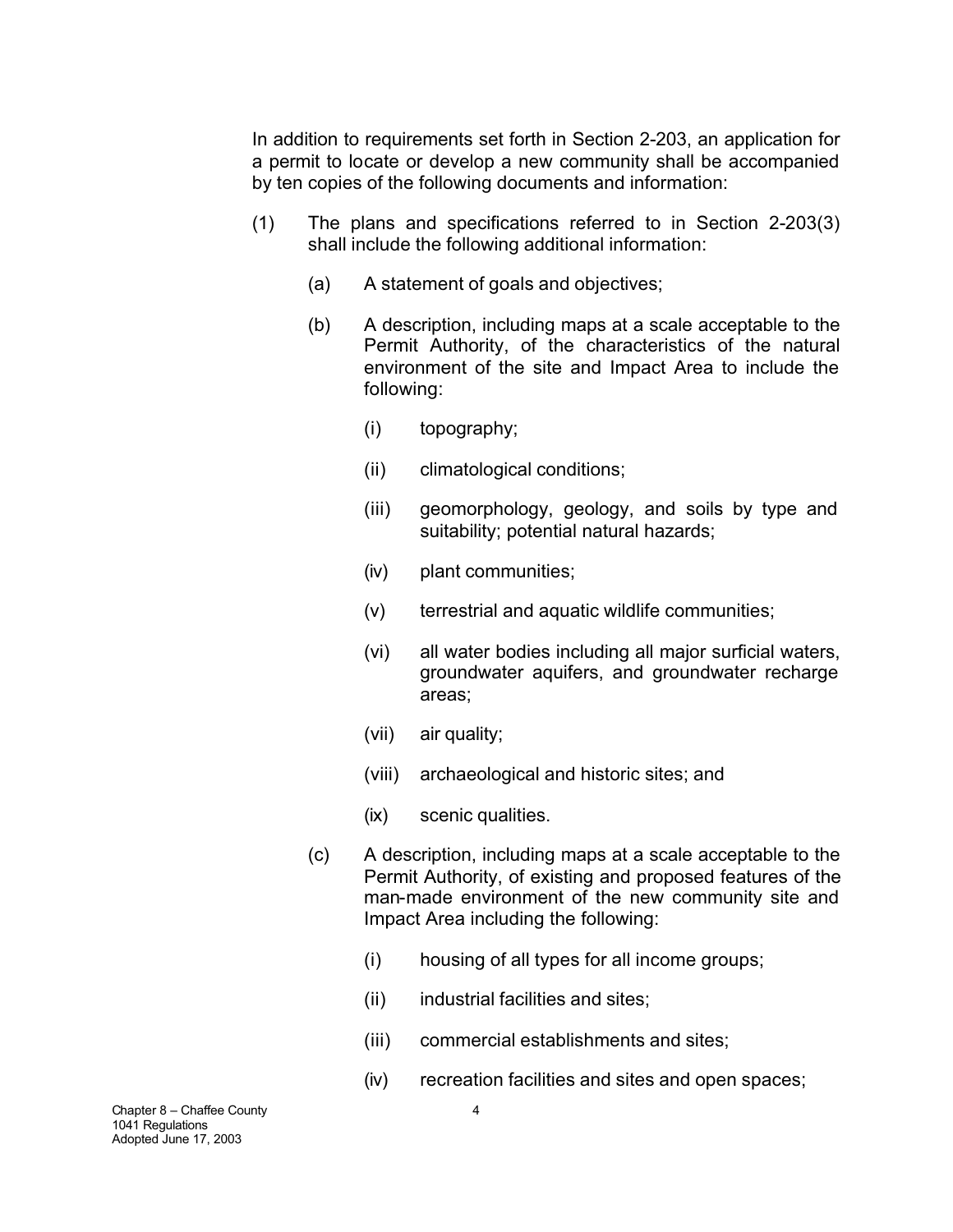In addition to requirements set forth in Section 2-203, an application for a permit to locate or develop a new community shall be accompanied by ten copies of the following documents and information:

(1) The plans and specifications referred to in Section 2-203(3) shall include the following additional information:

  (a) A statement of goals and objectives;

  (b) A description, including maps at a scale acceptable to the Permit Authority, of the characteristics of the natural environment of the site and Impact Area to include the following:

    (i) topography;

    (ii) climatological conditions;

    (iii) geomorphology, geology, and soils by type and suitability; potential natural hazards;

    (iv) plant communities;

    (v) terrestrial and aquatic wildlife communities;

    (vi) all water bodies including all major surficial waters, groundwater aquifers, and groundwater recharge areas;

    (vii) air quality;

    (viii) archaeological and historic sites; and

    (ix) scenic qualities.

  (c) A description, including maps at a scale acceptable to the Permit Authority, of existing and proposed features of the man-made environment of the new community site and Impact Area including the following:

    (i) housing of all types for all income groups;

    (ii) industrial facilities and sites;

    (iii) commercial establishments and sites;

    (iv) recreation facilities and sites and open spaces;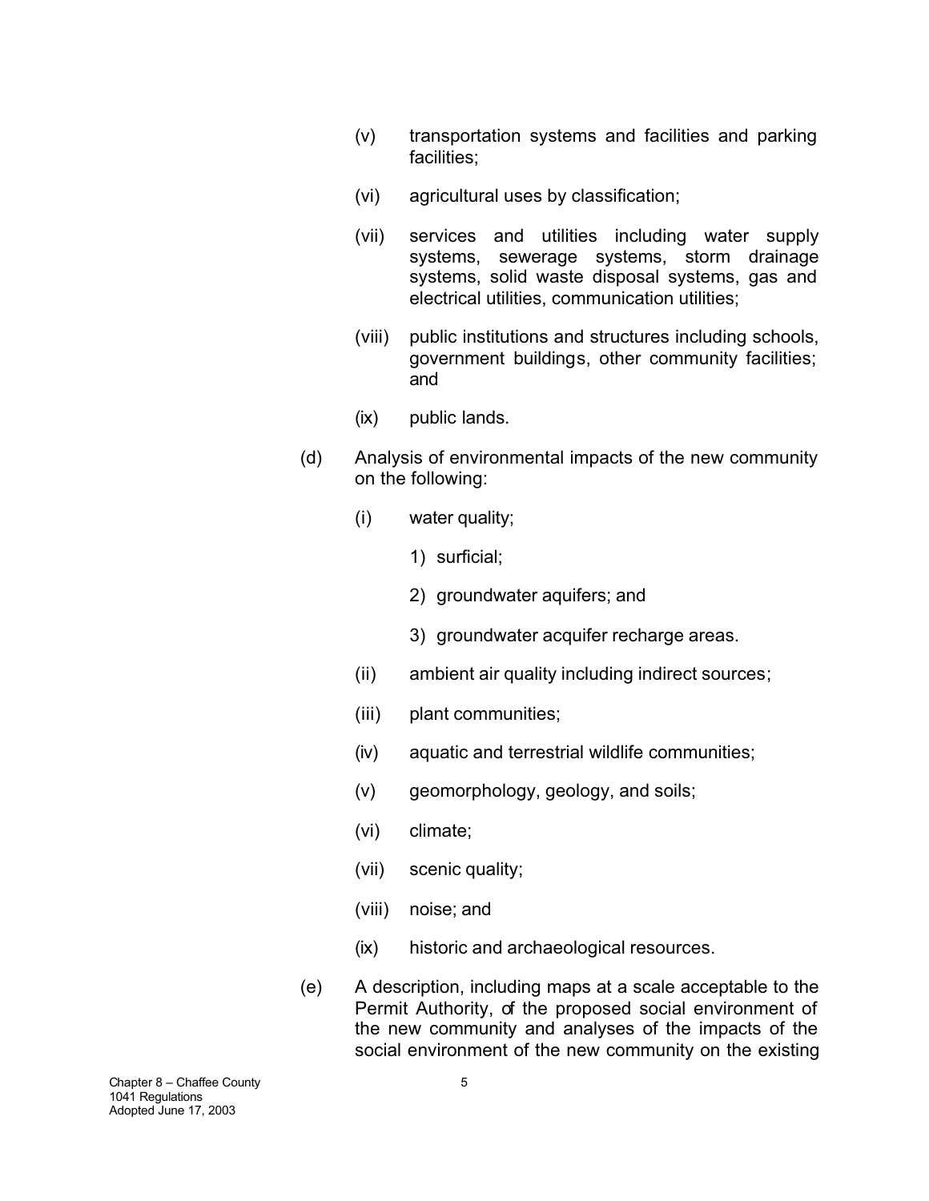(v) transportation systems and facilities and parking facilities;

(vi) agricultural uses by classification;

(vii) services and utilities including water supply systems, sewerage systems, storm drainage systems, solid waste disposal systems, gas and electrical utilities, communication utilities;

(viii) public institutions and structures including schools, government buildings, other community facilities; and

(ix) public lands.

(d) Analysis of environmental impacts of the new community on the following:

(i) water quality;

1) surficial;

2) groundwater aquifers; and

3) groundwater acquifer recharge areas.

(ii) ambient air quality including indirect sources;

(iii) plant communities;

(iv) aquatic and terrestrial wildlife communities;

(v) geomorphology, geology, and soils;

(vi) climate;

(vii) scenic quality;

(viii) noise; and

(ix) historic and archaeological resources.

(e) A description, including maps at a scale acceptable to the Permit Authority, of the proposed social environment of the new community and analyses of the impacts of the social environment of the new community on the existing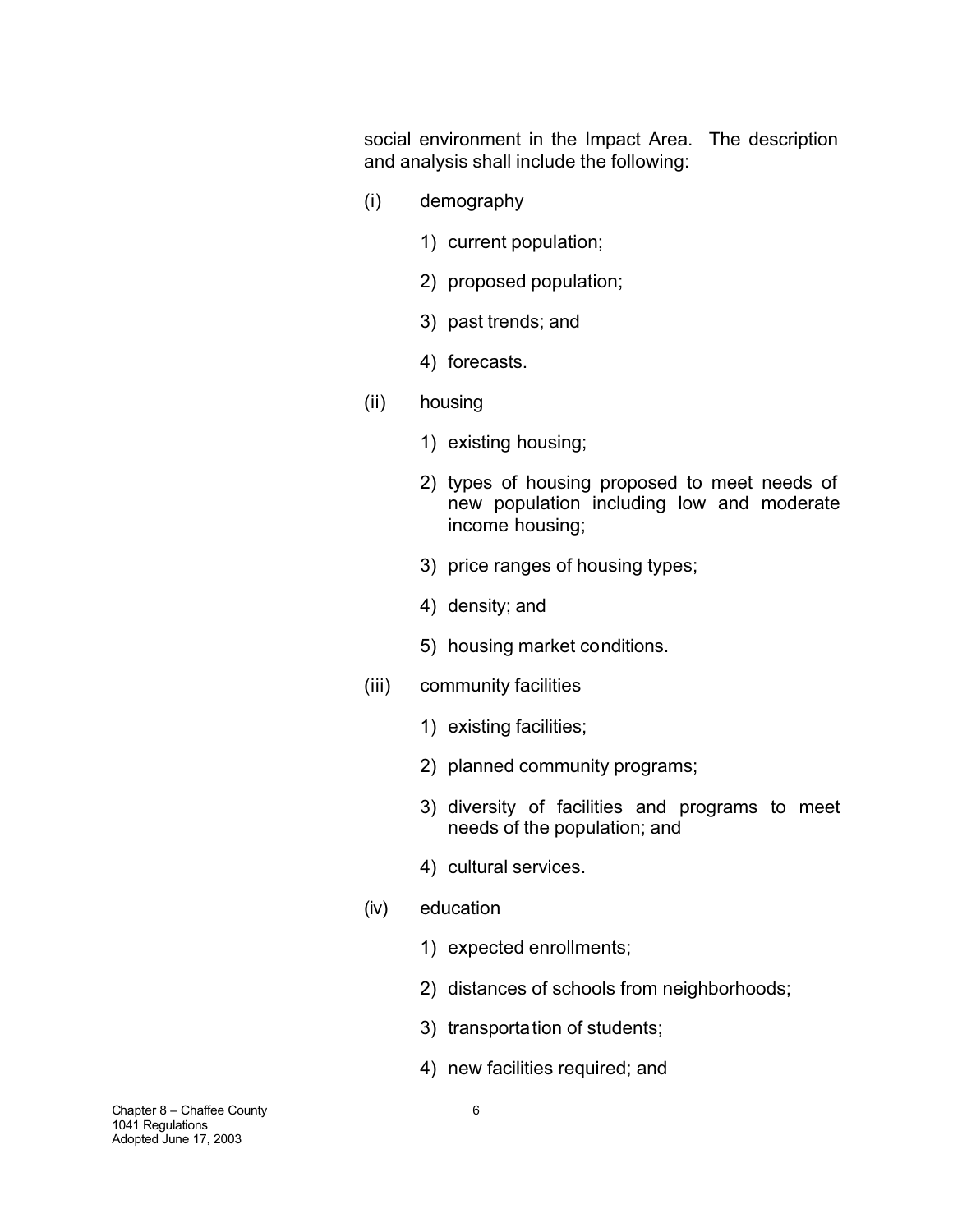social environment in the Impact Area. The description and analysis shall include the following:

(i) demography

1) current population;

2) proposed population;

3) past trends; and

4) forecasts.

(ii) housing

1) existing housing;

2) types of housing proposed to meet needs of new population including low and moderate income housing;

3) price ranges of housing types;

4) density; and

5) housing market conditions.

(iii) community facilities

1) existing facilities;

2) planned community programs;

3) diversity of facilities and programs to meet needs of the population; and

4) cultural services.

(iv) education

1) expected enrollments;

2) distances of schools from neighborhoods;

3) transportation of students;

4) new facilities required; and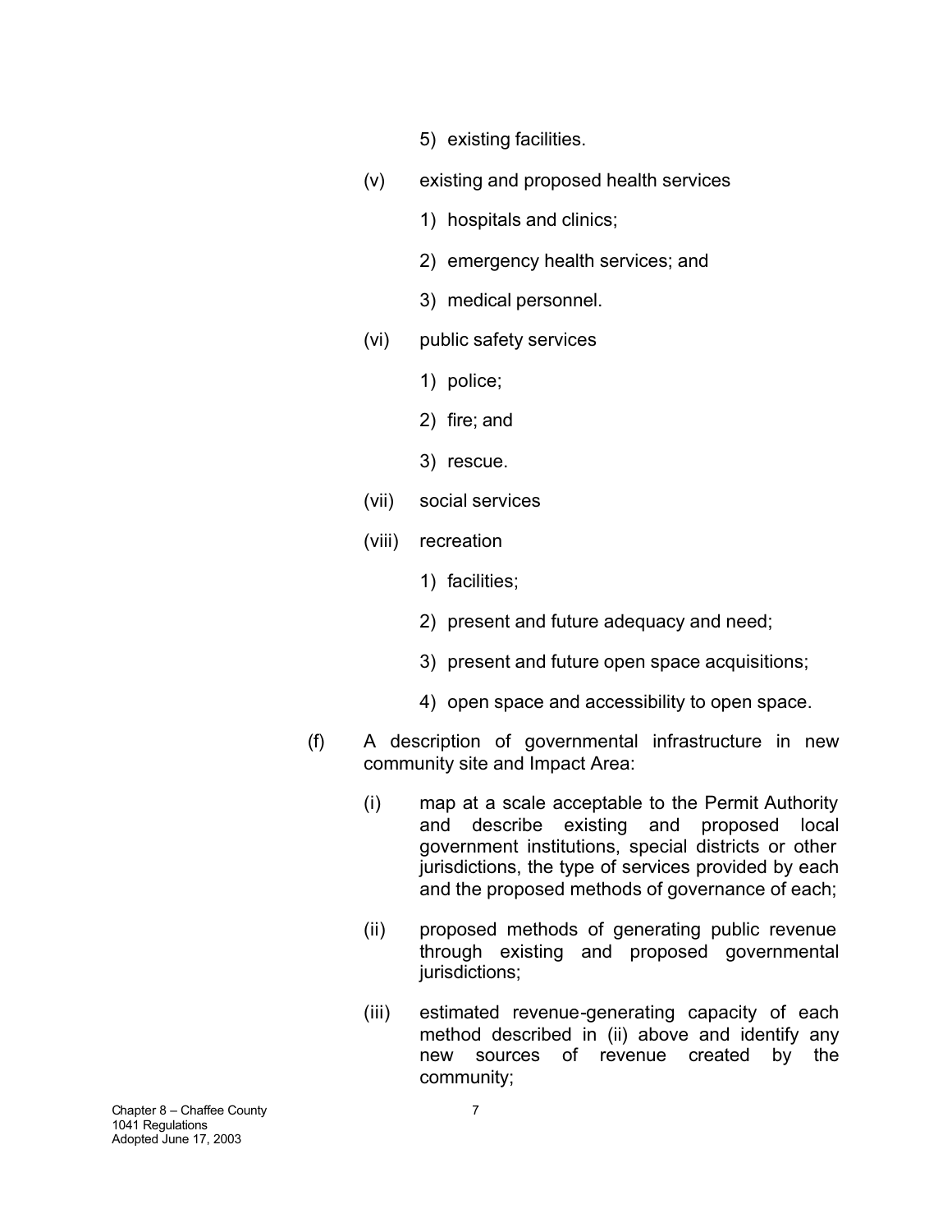5) existing facilities.

(v) existing and proposed health services

1) hospitals and clinics;

2) emergency health services; and

3) medical personnel.

(vi) public safety services

1) police;

2) fire; and

3) rescue.

(vii) social services

(viii) recreation

1) facilities;

2) present and future adequacy and need;

3) present and future open space acquisitions;

4) open space and accessibility to open space.

(f) A description of governmental infrastructure in new community site and Impact Area:

(i) map at a scale acceptable to the Permit Authority and describe existing and proposed local government institutions, special districts or other jurisdictions, the type of services provided by each and the proposed methods of governance of each;

(ii) proposed methods of generating public revenue through existing and proposed governmental jurisdictions;

(iii) estimated revenue-generating capacity of each method described in (ii) above and identify any new sources of revenue created by the community;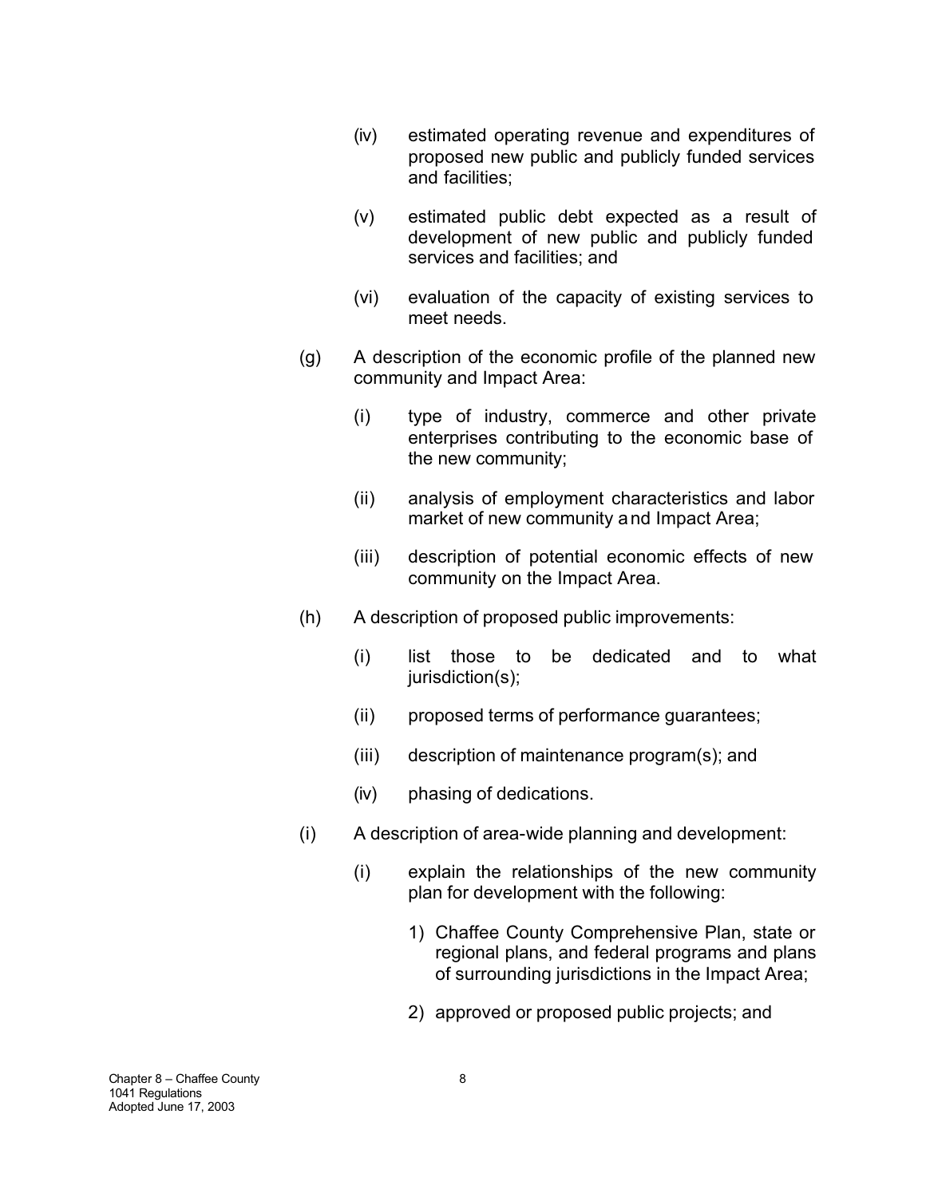(iv) estimated operating revenue and expenditures of proposed new public and publicly funded services and facilities;

(v) estimated public debt expected as a result of development of new public and publicly funded services and facilities; and

(vi) evaluation of the capacity of existing services to meet needs.

(g) A description of the economic profile of the planned new community and Impact Area:

(i) type of industry, commerce and other private enterprises contributing to the economic base of the new community;

(ii) analysis of employment characteristics and labor market of new community and Impact Area;

(iii) description of potential economic effects of new community on the Impact Area.

(h) A description of proposed public improvements:

(i) list those to be dedicated and to what jurisdiction(s);

(ii) proposed terms of performance guarantees;

(iii) description of maintenance program(s); and

(iv) phasing of dedications.

(i) A description of area-wide planning and development:

(i) explain the relationships of the new community plan for development with the following:

1) Chaffee County Comprehensive Plan, state or regional plans, and federal programs and plans of surrounding jurisdictions in the Impact Area;

2) approved or proposed public projects; and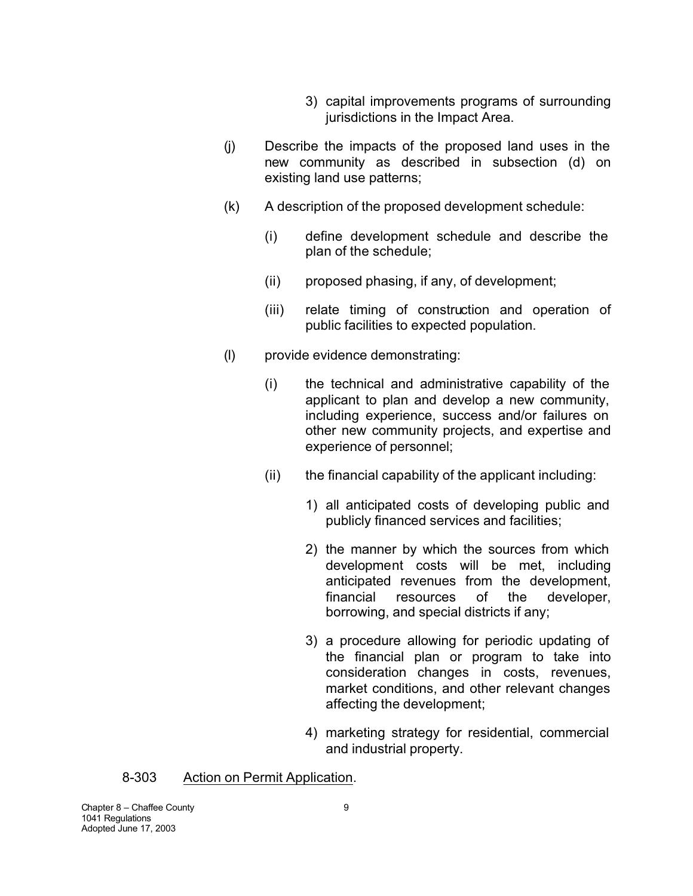3) capital improvements programs of surrounding jurisdictions in the Impact Area.

(j) Describe the impacts of the proposed land uses in the new community as described in subsection (d) on existing land use patterns;

(k) A description of the proposed development schedule:

(i) define development schedule and describe the plan of the schedule;

(ii) proposed phasing, if any, of development;

(iii) relate timing of construction and operation of public facilities to expected population.

(l) provide evidence demonstrating:

(i) the technical and administrative capability of the applicant to plan and develop a new community, including experience, success and/or failures on other new community projects, and expertise and experience of personnel;

(ii) the financial capability of the applicant including:

1) all anticipated costs of developing public and publicly financed services and facilities;

2) the manner by which the sources from which development costs will be met, including anticipated revenues from the development, financial resources of the developer, borrowing, and special districts if any;

3) a procedure allowing for periodic updating of the financial plan or program to take into consideration changes in costs, revenues, market conditions, and other relevant changes affecting the development;

4) marketing strategy for residential, commercial and industrial property.

8-303 Action on Permit Application.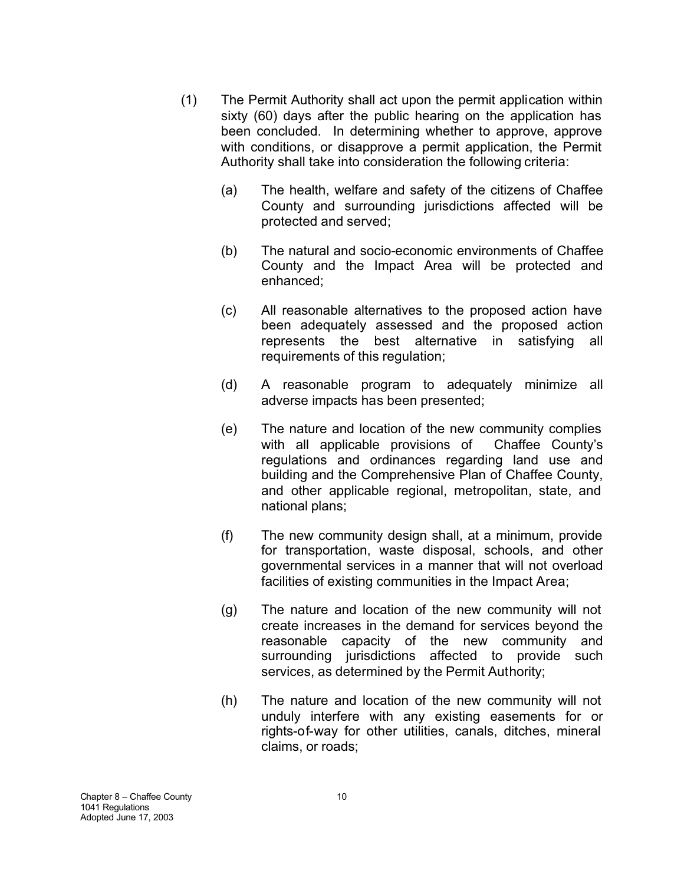(1) The Permit Authority shall act upon the permit application within sixty (60) days after the public hearing on the application has been concluded. In determining whether to approve, approve with conditions, or disapprove a permit application, the Permit Authority shall take into consideration the following criteria:

  (a) The health, welfare and safety of the citizens of Chaffee County and surrounding jurisdictions affected will be protected and served;

  (b) The natural and socio-economic environments of Chaffee County and the Impact Area will be protected and enhanced;

  (c) All reasonable alternatives to the proposed action have been adequately assessed and the proposed action represents the best alternative in satisfying all requirements of this regulation;

  (d) A reasonable program to adequately minimize all adverse impacts has been presented;

  (e) The nature and location of the new community complies with all applicable provisions of Chaffee County's regulations and ordinances regarding land use and building and the Comprehensive Plan of Chaffee County, and other applicable regional, metropolitan, state, and national plans;

  (f) The new community design shall, at a minimum, provide for transportation, waste disposal, schools, and other governmental services in a manner that will not overload facilities of existing communities in the Impact Area;

  (g) The nature and location of the new community will not create increases in the demand for services beyond the reasonable capacity of the new community and surrounding jurisdictions affected to provide such services, as determined by the Permit Authority;

  (h) The nature and location of the new community will not unduly interfere with any existing easements for or rights-of-way for other utilities, canals, ditches, mineral claims, or roads;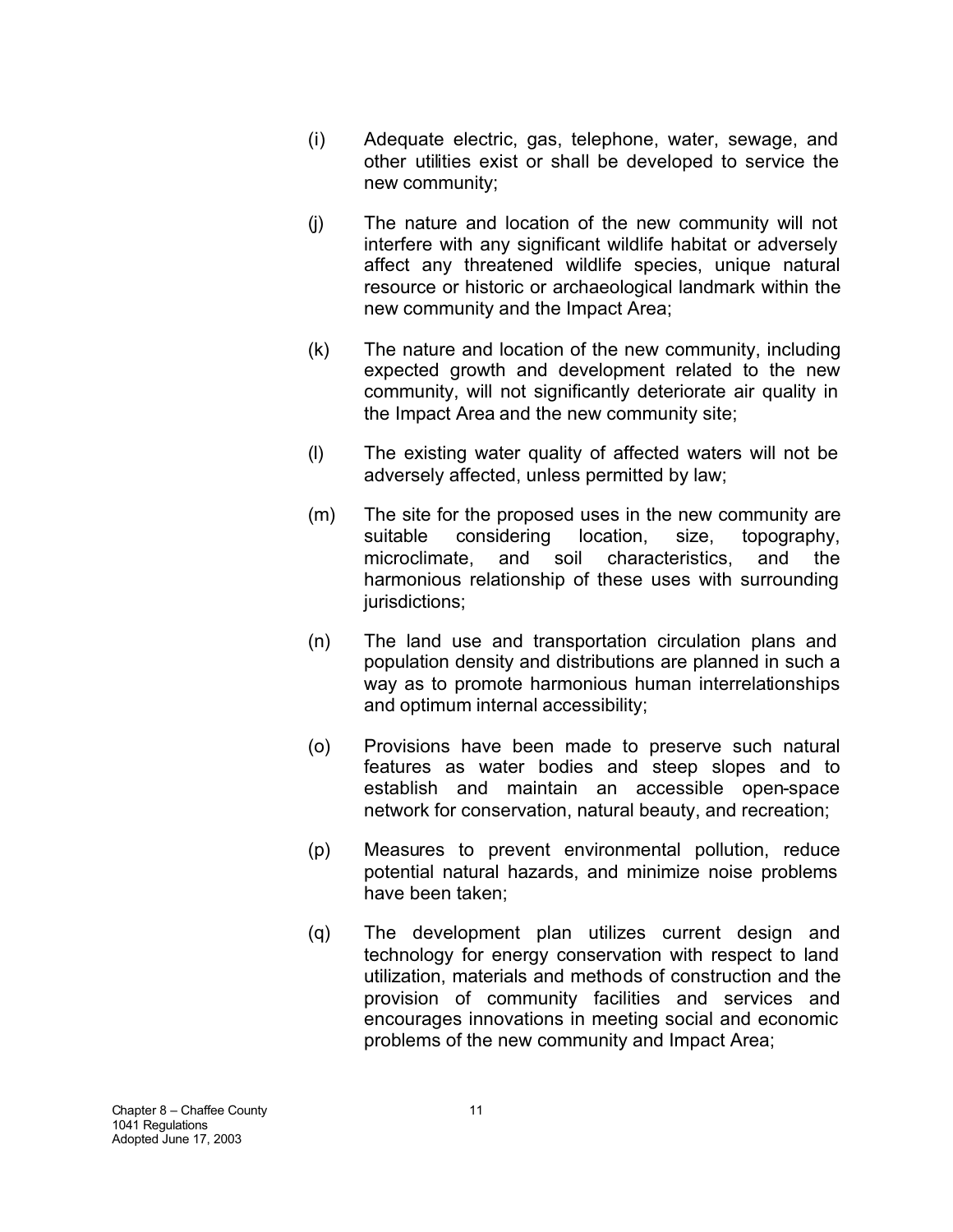(i) Adequate electric, gas, telephone, water, sewage, and other utilities exist or shall be developed to service the new community;

(j) The nature and location of the new community will not interfere with any significant wildlife habitat or adversely affect any threatened wildlife species, unique natural resource or historic or archaeological landmark within the new community and the Impact Area;

(k) The nature and location of the new community, including expected growth and development related to the new community, will not significantly deteriorate air quality in the Impact Area and the new community site;

(l) The existing water quality of affected waters will not be adversely affected, unless permitted by law;

(m) The site for the proposed uses in the new community are suitable considering location, size, topography, microclimate, and soil characteristics, and the harmonious relationship of these uses with surrounding jurisdictions;

(n) The land use and transportation circulation plans and population density and distributions are planned in such a way as to promote harmonious human interrelationships and optimum internal accessibility;

(o) Provisions have been made to preserve such natural features as water bodies and steep slopes and to establish and maintain an accessible open-space network for conservation, natural beauty, and recreation;

(p) Measures to prevent environmental pollution, reduce potential natural hazards, and minimize noise problems have been taken;

(q) The development plan utilizes current design and technology for energy conservation with respect to land utilization, materials and methods of construction and the provision of community facilities and services and encourages innovations in meeting social and economic problems of the new community and Impact Area;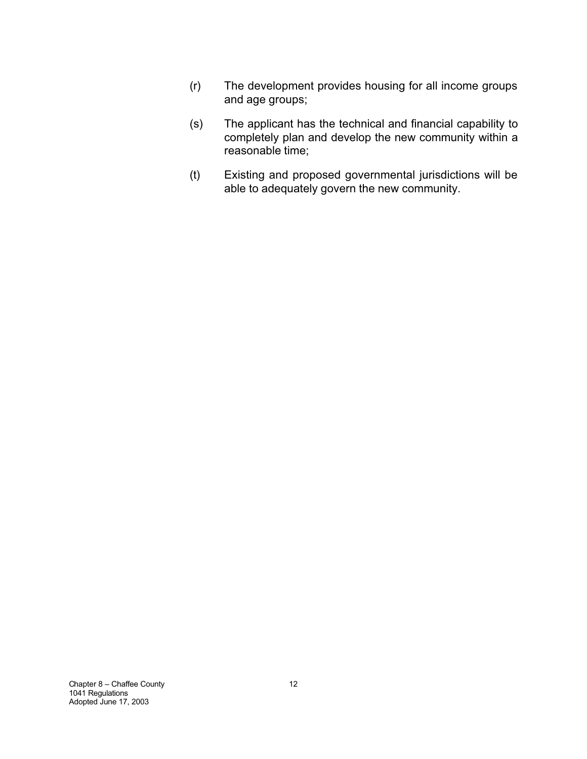(r) The development provides housing for all income groups and age groups;

(s) The applicant has the technical and financial capability to completely plan and develop the new community within a reasonable time;

(t) Existing and proposed governmental jurisdictions will be able to adequately govern the new community.